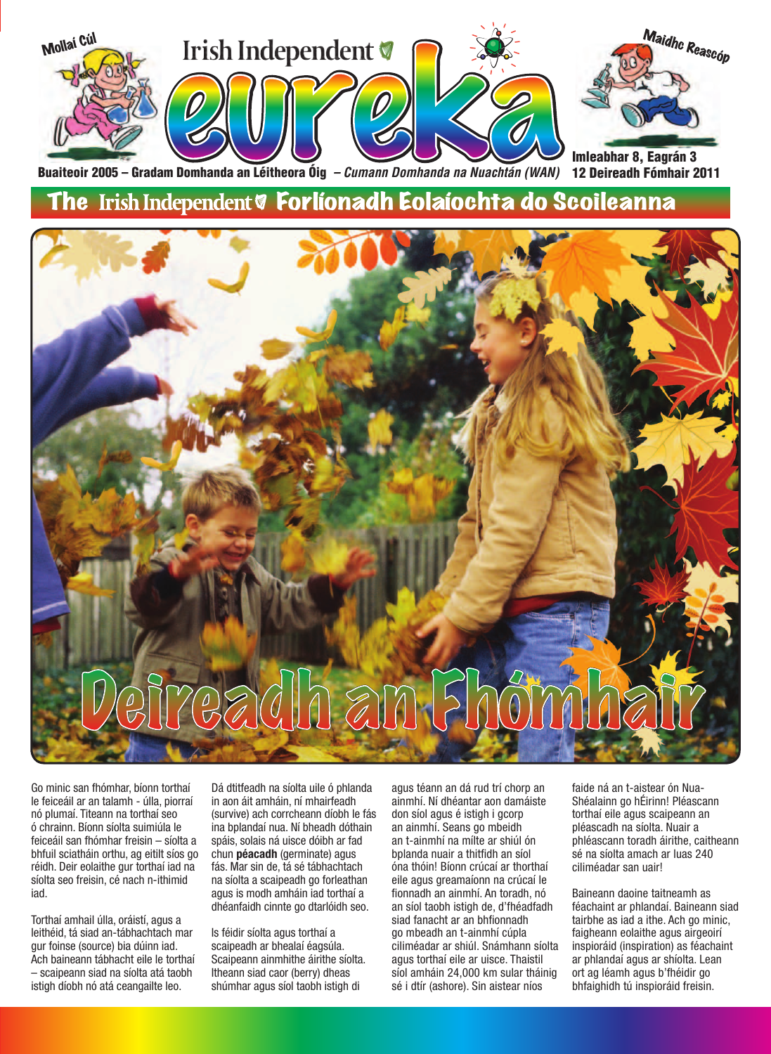Mollaí Cúl

# Irish Independent eureka

Maidhc Reascóp

Buaiteoir 2005 – Gradam Domhanda an Léitheora Óig – *Cumann Domhanda na Nuachtán (WAN)*

Imleabhar 8, Eagrán 3
12 Deireadh Fómhair 2011

## The Irish Independent Forlíonadh Eolaíochta do Scoileanna

# Deireadh an Fhómhair

Go minic san fhómhar, bíonn torthaí le feiceáil ar an talamh - úlla, piorraí nó plumaí. Titeann na torthaí seo ó chrainn. Bíonn síolta suimiúla le feiceáil san fhómhar freisin – síolta a bhfuil sciatháin orthu, ag eitilt síos go réidh. Deir eolaithe gur torthaí iad na síolta seo freisin, cé nach n-ithimid iad.

Torthaí amhail úlla, oráistí, agus a leithéid, tá siad an-tábhachtach mar gur foinse (source) bia dúinn iad. Ach baineann tábhacht eile le torthaí – scaipeann siad na síolta atá taobh istigh díobh nó atá ceangailte leo.

Dá dtitfeadh na síolta uile ó phlanda in aon áit amháin, ní mhairfeadh (survive) ach corrcheann díobh le fás ina bplandaí nua. Ní bheadh dóthain spáis, solais ná uisce dóibh ar fad chun **péacadh** (germinate) agus fás. Mar sin de, tá sé tábhachtach na síolta a scaipeadh go forleathan agus is modh amháin iad torthaí a dhéanfaidh cinnte go dtarlóidh seo.

Is féidir síolta agus torthaí a scaipeadh ar bhealaí éagsúla. Scaipeann ainmhithe áirithe síolta. Itheann siad caor (berry) dheas shúmhar agus síol taobh istigh di agus téann an dá rud trí chorp an ainmhí. Ní dhéantar aon damáiste don síol agus é istigh i gcorp an ainmhí. Seans go mbeidh an t-ainmhí na mílte ar shiúl ón bplanda nuair a thitfidh an síol óna thóin! Bíonn crúcaí ar thorthaí eile agus greamaíonn na crúcaí le fionnadh an ainmhí. An toradh, nó an síol taobh istigh de, d'fhéadfadh siad fanacht ar an bhfionnadh go mbeadh an t-ainmhí cúpla ciliméadar ar shiúl. Snámhann síolta agus torthaí eile ar uisce. Thaistil síol amháin 24,000 km sular tháinig sé i dtír (ashore). Sin aistear níos faide ná an t-aistear ón Nua-Shéalainn go hÉirinn! Pléascann torthaí eile agus scaipeann an pléascadh na síolta. Nuair a phléascann toradh áirithe, caitheann sé na síolta amach ar luas 240 ciliméadar san uair!

Baineann daoine taitneamh as féachaint ar phlandaí. Baineann siad tairbhe as iad a ithe. Ach go minic, faigheann eolaithe agus airgeoirí inspioráid (inspiration) as féachaint ar phlandaí agus ar shíolta. Lean ort ag léamh agus b'fhéidir go bhfaighidh tú inspioráid freisin.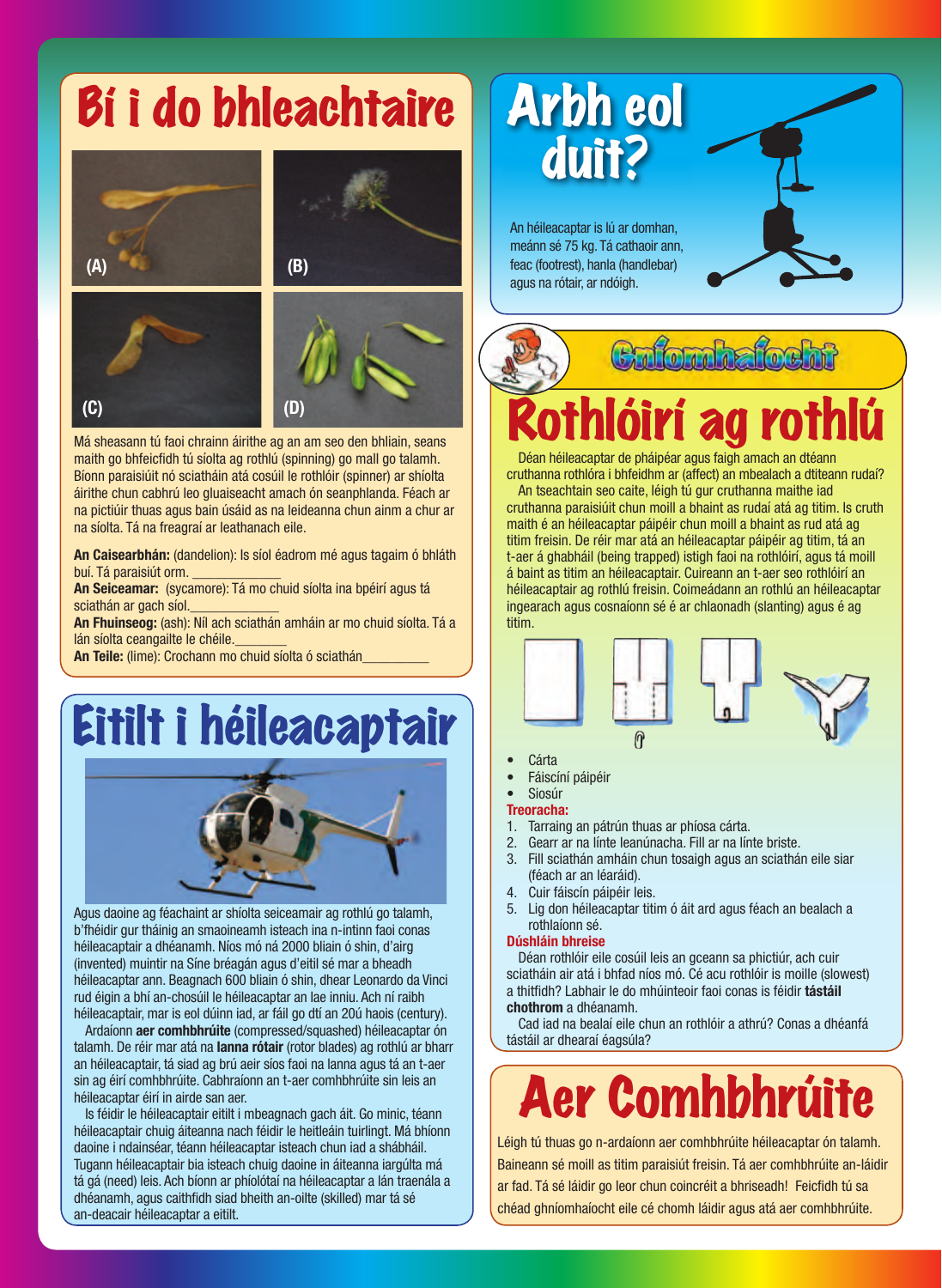# Bí i do bhleachtaire

(A) (B) (C) (D)

Má sheasann tú faoi chrainn áirithe ag an am seo den bhliain, seans maith go bhfeicfidh tú síolta ag rothlú (spinning) go mall go talamh. Bíonn paraisiúit nó sciatháin atá cosúil le rothlóir (spinner) ar shíolta áirithe chun cabhrú leo gluaiseacht amach ón seanphlanda. Féach ar na pictiúir thuas agus bain úsáid as na leideanna chun ainm a chur ar na síolta. Tá na freagraí ar leathanach eile.

**An Caisearbhán:** (dandelion): Is síol éadrom mé agus tagaim ó bhláth buí. Tá paraisiút orm. ____________

**An Seiceamar:** (sycamore): Tá mo chuid síolta ina bpéirí agus tá sciathán ar gach síol. ____________

**An Fhuinseog:** (ash): Níl ach sciathán amháin ar mo chuid síolta. Tá a lán síolta ceangailte le chéile. ________

**An Teile:** (lime): Crochann mo chuid síolta ó sciathán _________

# Eitilt i héileacaptair

Agus daoine ag féachaint ar shíolta seiceamair ag rothlú go talamh, b'fhéidir gur tháinig an smaoineamh isteach ina n-intinn faoi conas héileacaptair a dhéanamh. Níos mó ná 2000 bliain ó shin, d'airg (invented) muintir na Síne bréagán agus d'eitil sé mar a bheadh héileacaptar ann. Beagnach 600 bliain ó shin, dhear Leonardo da Vinci rud éigin a bhí an-chosúil le héileacaptar an lae inniu. Ach ní raibh héileacaptair, mar is eol dúinn iad, ar fáil go dtí an 20ú haois (century).

Ardaíonn **aer comhbhrúite** (compressed/squashed) héileacaptar ón talamh. De réir mar atá na **lanna rótair** (rotor blades) ag rothlú ar bharr an héileacaptair, tá siad ag brú aeir síos faoi na lanna agus tá an t-aer sin ag éirí comhbhrúite. Cabhraíonn an t-aer comhbhrúite sin leis an héileacaptar éirí in airde san aer.

Is féidir le héileacaptair eitilt i mbeagnach gach áit. Go minic, téann héileacaptair chuig áiteanna nach féidir le heitleáin tuirlingt. Má bhíonn daoine i ndainséar, téann héileacaptar isteach chun iad a shábháil. Tugann héileacaptair bia isteach chuig daoine in áiteanna iargúlta má tá gá (need) leis. Ach bíonn ar phíolótaí na héileacaptar a lán traenála a dhéanamh, agus caithfidh siad bheith an-oilte (skilled) mar tá sé an-deacair héileacaptar a eitilt.

# Arbh eol duit?

An héileacaptar is lú ar domhan, meáinn sé 75 kg. Tá cathaoir ann, feac (footrest), hanla (handlebar) agus na rótair, ar ndóigh.

## Gníomhaíocht

# Rothlóirí ag rothlú

Déan héileacaptar de pháipéar agus faigh amach an dtéann cruthanna rothlóra i bhfeidhm ar (affect) an mbealach a dtiteann rudaí?

An tseachtain seo caite, léigh tú gur cruthanna maithe iad cruthanna paraisiúit chun moill a bhaint as rudaí atá ag titim. Is cruth maith é an héileacaptar páipéir chun moill a bhaint as rud atá ag titim freisin. De réir mar atá an héileacaptar páipéir ag titim, tá an t-aer á ghabháil (being trapped) istigh faoi na rothlóirí, agus tá moill á baint as titim an héileacaptair. Cuireann an t-aer seo rothlóirí an héileacaptair ag rothlú freisin. Coimeádann an rothlú an héileacaptar ingearach agus cosnaíonn sé é ar chlaonadh (slanting) agus é ag titim.

- Cárta
- Fáiscíní páipéir
- Siosúr

**Treoracha:**

1. Tarraing an pátrún thuas ar phíosa cárta.
2. Gearr ar na línte leanúnacha. Fill ar na línte briste.
3. Fill sciathán amháin chun tosaigh agus an sciathán eile siar (féach ar an léaráid).
4. Cuir fáiscín páipéir leis.
5. Lig don héileacaptar titim ó áit ard agus féach an bealach a rothlaíonn sé.

**Dúshláin bhreise**

Déan rothlóir eile cosúil leis an gceann sa phictiúr, ach cuir sciatháin air atá i bhfad níos mó. Cé acu rothlóir is moille (slowest) a thitfidh? Labhair le do mhúinteoir faoi conas is féidir **tástáil chothrom** a dhéanamh.

Cad iad na bealaí eile chun an rothlóir a athrú? Conas a dhéanfá tástáil ar dhearaí éagsúla?

# Aer Comhbhrúite

Léigh tú thuas go n-ardaíonn aer comhbhrúite héileacaptar ón talamh. Baineann sé moill as titim paraisiúit freisin. Tá aer comhbhrúite an-láidir ar fad. Tá sé láidir go leor chun coincréit a bhriseadh! Feicfidh tú sa chéad ghníomhaíocht eile cé chomh láidir agus atá aer comhbhrúite.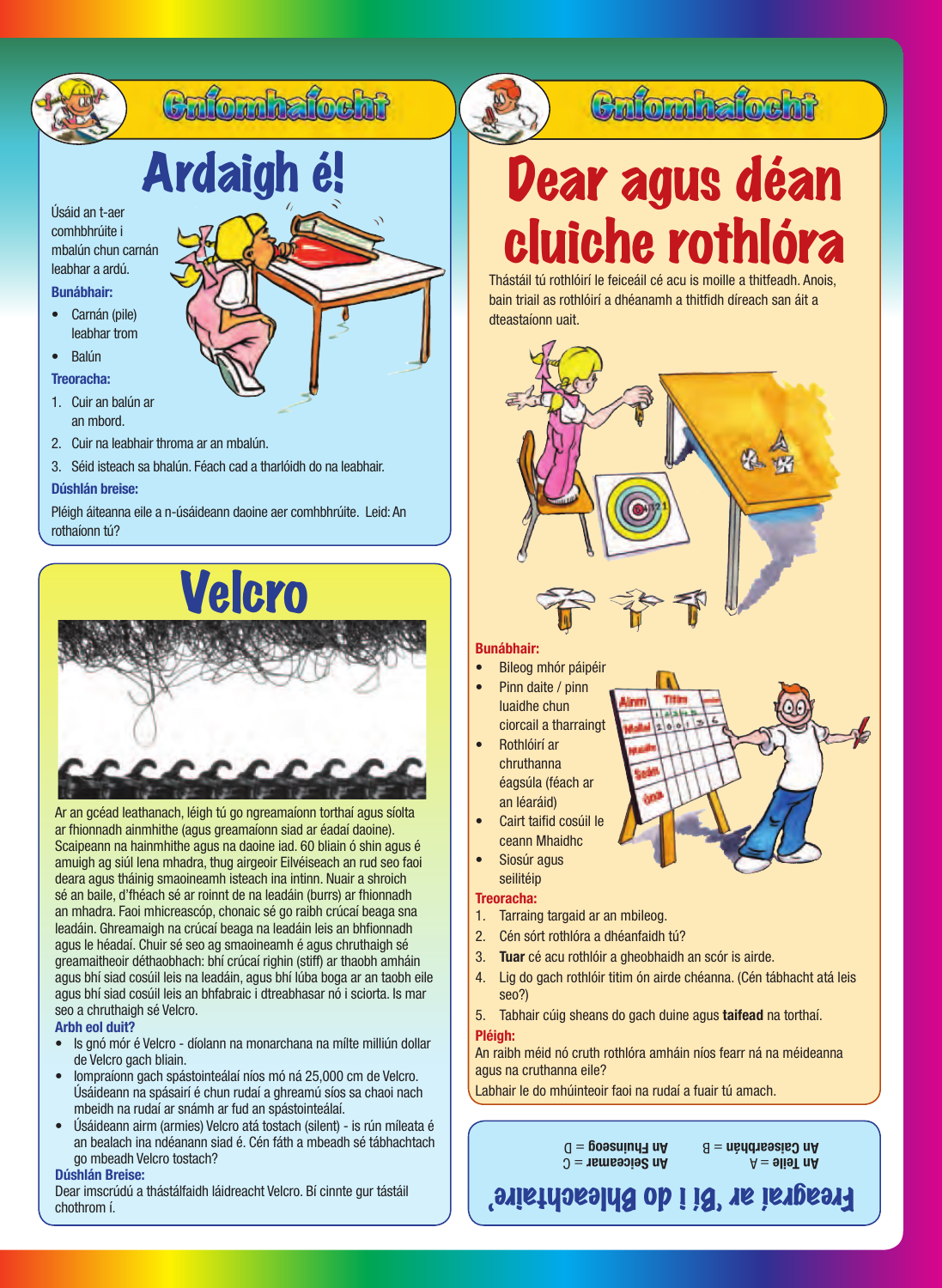## Gníomhaíocht

# Ardaigh é!

Úsáid an t-aer comhbhrúite i mbalún chun carnán leabhar a ardú.

**Bunábhair:**

- Carnán (pile) leabhar trom
- Balún

**Treoracha:**

1. Cuir an balún ar an mbord.
2. Cuir na leabhair throma ar an mbalún.
3. Séid isteach sa bhalún. Féach cad a tharlóidh do na leabhair.

**Dúshlán breise:**

Pléigh áiteanna eile a n-úsáideann daoine aer comhbhrúite. Leid: An rothaíonn tú?

# Velcro

Ar an gcéad leathanach, léigh tú go ngreamaíonn torthaí agus síolta ar fhionnadh ainmhithe (agus greamaíonn siad ar éadaí daoine). Scaipeann na hainmhithe agus na daoine iad. 60 bliain ó shin agus é amuigh ag siúl lena mhadra, thug airgeoir Eilvéiseach an rud seo faoi deara agus tháinig smaoineamh isteach ina intinn. Nuair a shroich sé an baile, d'fhéach sé ar roinnt de na leadáin (burrs) ar fhionnadh an mhadra. Faoi mhicreascóp, chonaic sé go raibh crúcaí beaga sna leadáin. Ghreamaigh na crúcaí beaga na leadáin leis an bhfionnadh agus le héadaí. Chuir sé seo ag smaoineamh é agus chruthaigh sé greamaitheoir déthaobhach: bhí crúcaí righin (stiff) ar thaobh amháin agus bhí siad cosúil leis na leadáin, agus bhí lúba boga ar an taobh eile agus bhí siad cosúil leis an bhfabraic i dtreabhsar nó i sciorta. Is mar seo a chruthaigh sé Velcro.

**Arbh eol duit?**

- Is gnó mór é Velcro - díolann na monarchana na mílte milliún dollar de Velcro gach bliain.
- Iompraíonn gach spástointeálaí níos mó ná 25,000 cm de Velcro. Úsáideann na spásairí é chun rudaí a ghreamú síos sa chaoi nach mbeidh na rudaí ar snámh ar fud an spástointeálaí.
- Úsáideann airm (armies) Velcro atá tostach (silent) - is rún míleata é an bealach ina ndéanann siad é. Cén fáth a mbeadh sé tábhachtach go mbeadh Velcro tostach?

**Dúshlán Breise:**

Dear imscrúdú a thástálfaidh láidreacht Velcro. Bí cinnte gur tástáil chothrom í.

## Gníomhaíocht

# Dear agus déan cluiche rothlóra

Thástáil tú rothlóirí le feiceáil cé acu is moille a thitfeadh. Anois, bain triail as rothlóirí a dhéanamh a thitfidh díreach san áit a dteastaíonn uait.

**Bunábhair:**

- Bileog mhór páipéir
- Pinn daite / pinn luaidhe chun ciorcail a tharraingt
- Rothlóirí ar chruthanna éagsúla (féach ar an léaráid)
- Cairt taifid cosúil le ceann Mhaidhc
- Siosúr agus seilitéip

**Treoracha:**

1. Tarraing targaid ar an mbileog.
2. Cén sórt rothlóra a dhéanfaidh tú?
3. **Tuar** cé acu rothlóir a gheobhaidh an scór is airde.
4. Lig do gach rothlóir titim ón airde chéanna. (Cén tábhacht atá leis seo?)
5. Tabhair cúig sheans do gach duine agus **taifead** na torthaí.

**Pléigh:**

An raibh méid nó cruth rothlóra amháin níos fearr ná na méideanna agus na cruthanna eile?

Labhair le do mhúinteoir faoi na rudaí a fuair tú amach.

**Freagraí ar 'Bí i do Bhleachtaire'**

**An Teile** = A
**An Caisearbhán** = B
**An Seiceamar** = C
**An Fhuinseog** = D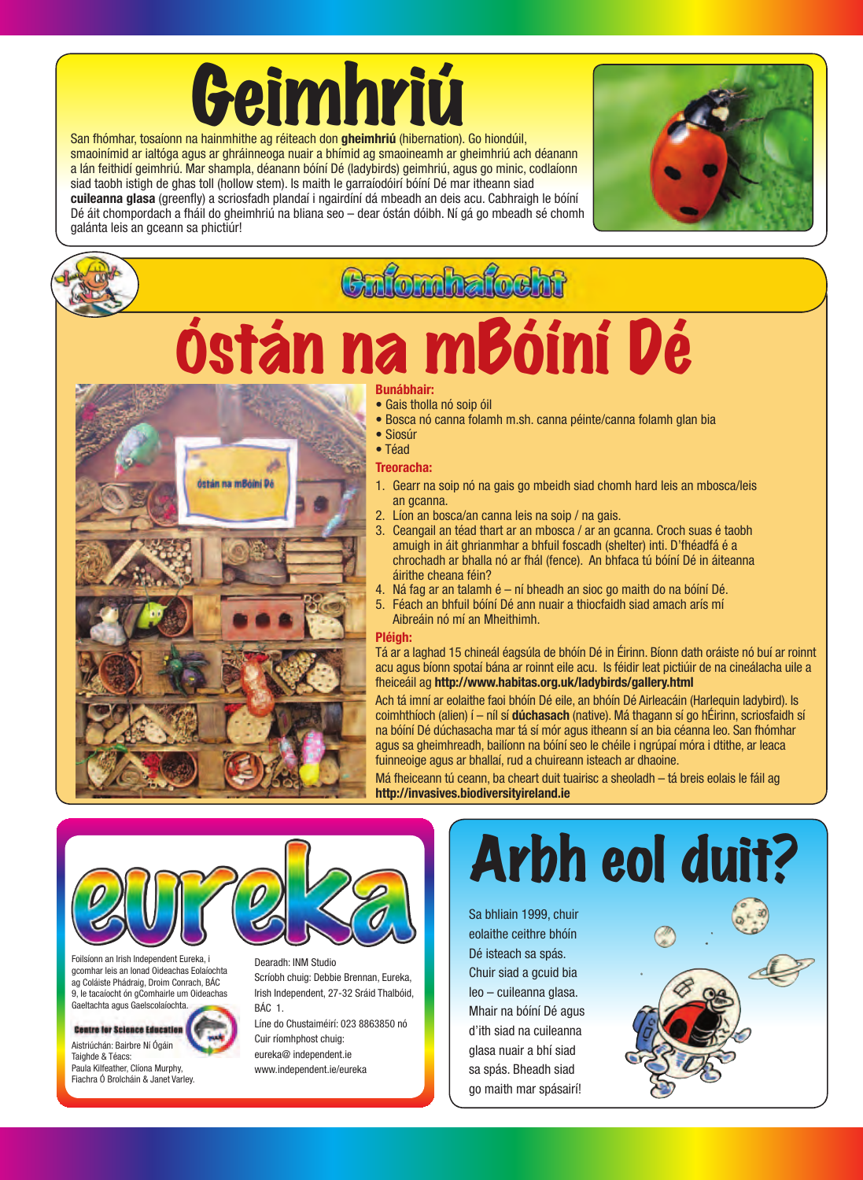# Geimhriú

San fhómhar, tosaíonn na hainmhithe ag réiteach don **gheimhriú** (hibernation). Go hiondúil, smaoinímid ar ialtóga agus ar ghráinneoga nuair a bhímid ag smaoineamh ar gheimhriú ach déanann a lán feithidí geimhriú. Mar shampla, déanann bóiní Dé (ladybirds) geimhriú, agus go minic, codlaíonn siad taobh istigh de ghas toll (hollow stem). Is maith le garraíodóirí bóiní Dé mar itheann siad **cuileanna glasa** (greenfly) a scriosfadh plandaí i ngairdíní dá mbeadh an deis acu. Cabhraigh le bóiní Dé áit chompordach a fháil do gheimhriú na bliana seo – dear óstán dóibh. Ní gá go mbeadh sé chomh galánta leis an gceann sa phictiúr!

## Gníomhaíocht

# Óstán na mBóiní Dé

**Bunábhair:**

- Gais tholla nó soip óil
- Bosca nó canna folamh m.sh. canna péinte/canna folamh glan bia
- Siosúr
- Téad

**Treoracha:**

1. Gearr na soip nó na gais go mbeidh siad chomh hard leis an mbosca/leis an gcanna.
2. Líon an bosca/an canna leis na soip / na gais.
3. Ceangail an téad thart ar an mbosca / ar an gcanna. Croch suas é taobh amuigh in áit ghrianmhar a bhfuil foscadh (shelter) inti. D'fhéadfá é a chrochadh ar bhalla nó ar fhál (fence). An bhfaca tú bóiní Dé in áiteanna áirithe cheana féin?
4. Ná fag ar an talamh é – ní bheadh an sioc go maith do na bóiní Dé.
5. Féach an bhfuil bóiní Dé ann nuair a thiocfaidh siad amach arís mí Aibreáin nó mí an Mheithimh.

**Pléigh:**

Tá ar a laghad 15 chineál éagsúla de bhóín Dé in Éirinn. Bíonn dath oráiste nó buí ar roinnt acu agus bíonn spotaí bána ar roinnt eile acu. Is féidir leat pictiúir de na cineálacha uile a fheiceáil ag **http://www.habitas.org.uk/ladybirds/gallery.html**

Ach tá imní ar eolaithe faoi bhóín Dé eile, an bhóín Dé Airleacáin (Harlequin ladybird). Is coimhthíoch (alien) í – níl sí **dúchasach** (native). Má thagann sí go hÉirinn, scriosfaidh sí na bóiní Dé dúchasacha mar tá sí mór agus itheann sí an bia céanna leo. San fhómhar agus sa gheimhreadh, bailíonn na bóiní seo le chéile i ngrúpaí móra i dtithe, ar leaca fuinneoige agus ar bhallaí, rud a chuireann isteach ar dhaoine.

Má fheiceann tú ceann, ba cheart duit tuairisc a sheoladh – tá breis eolais le fáil ag **http://invasives.biodiversityireland.ie**

## eureka

Foilsíonn an Irish Independent Eureka, i gcomhar leis an Ionad Oideachas Eolaíochta ag Coláiste Phádraig, Droim Conrach, BÁC 9, le tacaíocht ón gComhairle um Oideachas Gaeltachta agus Gaelscolaíochta.

Centre for Science Education

Aistriúchán: Bairbre Ní Ógáin
Taighde & Téacs:
Paula Kilfeather, Clíona Murphy, Fiachra Ó Brolcháin & Janet Varley.

Dearadh: INM Studio
Scríobh chuig: Debbie Brennan, Eureka, Irish Independent, 27-32 Sráid Thalbóid, BÁC 1.
Líne do Chustaiméirí: 023 8863850 nó
Cuir ríomhphost chuig:
eureka@ independent.ie
www.independent.ie/eureka

## Arbh eol duit?

Sa bhliain 1999, chuir eolaithe ceithre bhóín Dé isteach sa spás. Chuir siad a gcuid bia leo – cuileanna glasa. Mhair na bóiní Dé agus d'ith siad na cuileanna glasa nuair a bhí siad sa spás. Bheadh siad go maith mar spásairí!